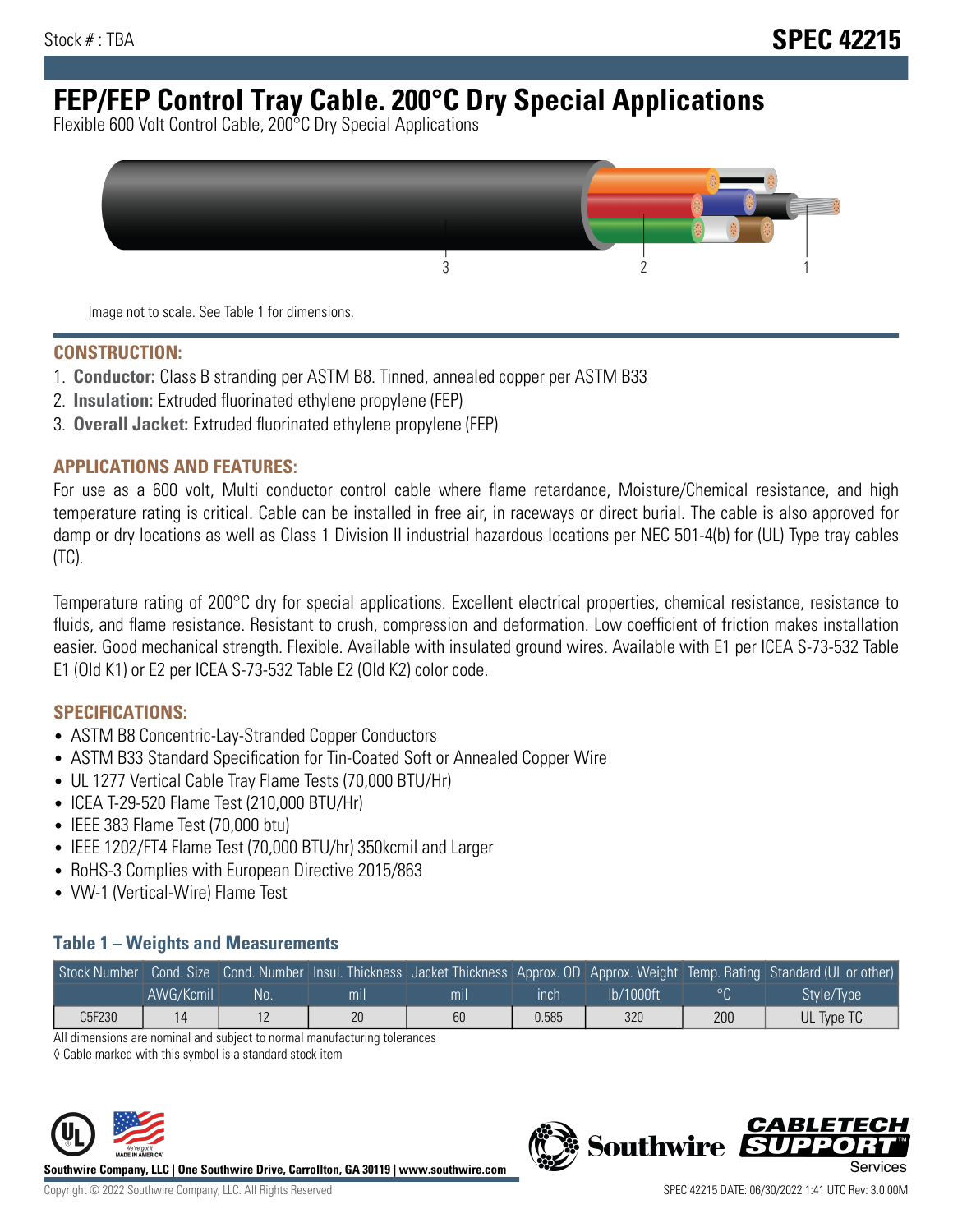Stock # : TBA

**SPEC 42215**

# FEP/FEP Control Tray Cable. 200°C Dry Special Applications

Flexible 600 Volt Control Cable, 200°C Dry Special Applications

3 2 1

Image not to scale. See Table 1 for dimensions.

## CONSTRUCTION:

1. **Conductor:** Class B stranding per ASTM B8. Tinned, annealed copper per ASTM B33
2. **Insulation:** Extruded fluorinated ethylene propylene (FEP)
3. **Overall Jacket:** Extruded fluorinated ethylene propylene (FEP)

## APPLICATIONS AND FEATURES:

For use as a 600 volt, Multi conductor control cable where flame retardance, Moisture/Chemical resistance, and high temperature rating is critical. Cable can be installed in free air, in raceways or direct burial. The cable is also approved for damp or dry locations as well as Class 1 Division II industrial hazardous locations per NEC 501-4(b) for (UL) Type tray cables (TC).

Temperature rating of 200°C dry for special applications. Excellent electrical properties, chemical resistance, resistance to fluids, and flame resistance. Resistant to crush, compression and deformation. Low coefficient of friction makes installation easier. Good mechanical strength. Flexible. Available with insulated ground wires. Available with E1 per ICEA S-73-532 Table E1 (Old K1) or E2 per ICEA S-73-532 Table E2 (Old K2) color code.

## SPECIFICATIONS:

- ASTM B8 Concentric-Lay-Stranded Copper Conductors
- ASTM B33 Standard Specification for Tin-Coated Soft or Annealed Copper Wire
- UL 1277 Vertical Cable Tray Flame Tests (70,000 BTU/Hr)
- ICEA T-29-520 Flame Test (210,000 BTU/Hr)
- IEEE 383 Flame Test (70,000 btu)
- IEEE 1202/FT4 Flame Test (70,000 BTU/hr) 350kcmil and Larger
- RoHS-3 Complies with European Directive 2015/863
- VW-1 (Vertical-Wire) Flame Test

### Table 1 – Weights and Measurements

| Stock Number | Cond. Size | Cond. Number | Insul. Thickness | Jacket Thickness | Approx. OD | Approx. Weight | Temp. Rating | Standard (UL or other) |
|---|---|---|---|---|---|---|---|---|
| | AWG/Kcmil | No. | mil | mil | inch | lb/1000ft | °C | Style/Type |
| C5F230 | 14 | 12 | 20 | 60 | 0.585 | 320 | 200 | UL Type TC |

All dimensions are nominal and subject to normal manufacturing tolerances

◊ Cable marked with this symbol is a standard stock item

Southwire Company, LLC | One Southwire Drive, Carrollton, GA 30119 | www.southwire.com

Copyright © 2022 Southwire Company, LLC. All Rights Reserved

SPEC 42215 DATE: 06/30/2022 1:41 UTC Rev: 3.0.00M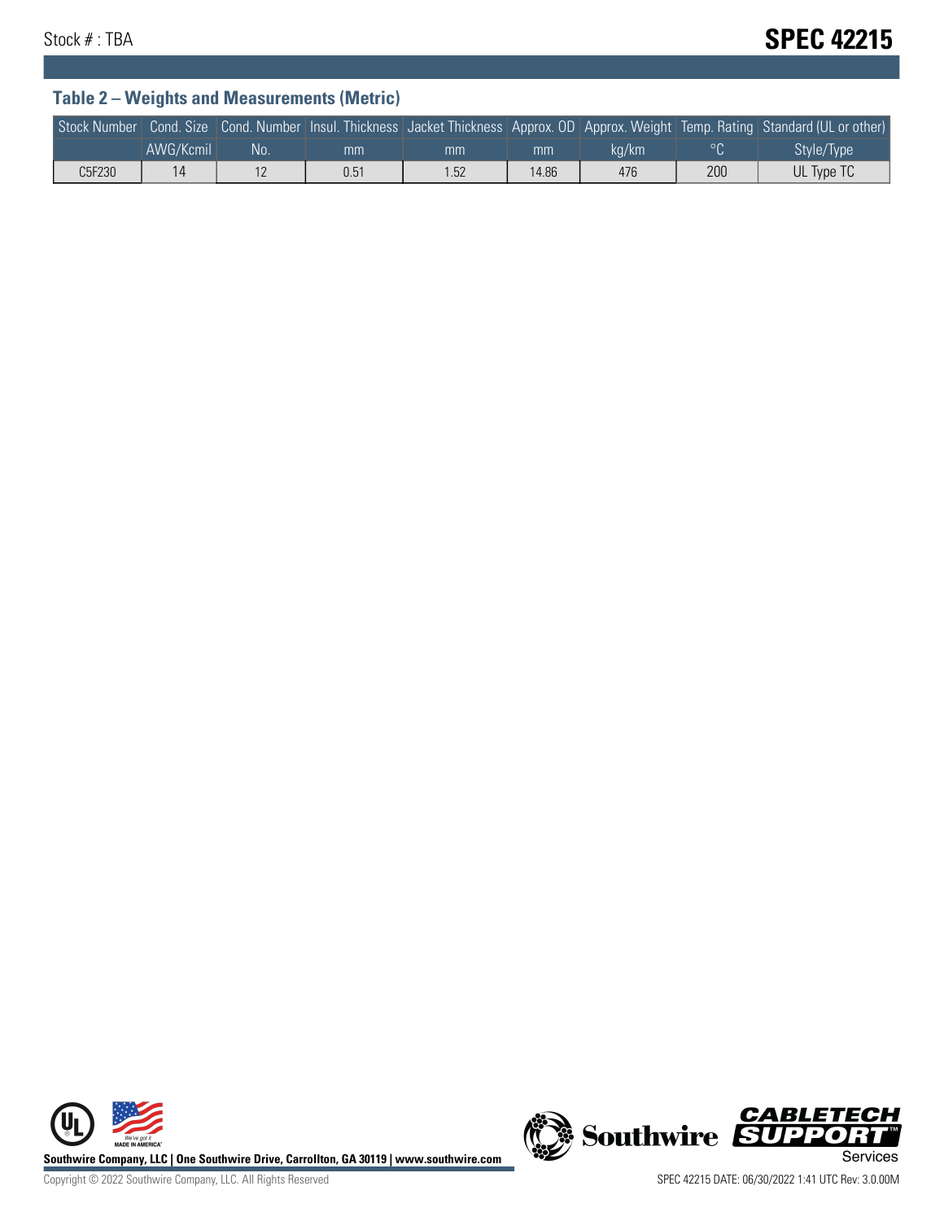### Table 2 – Weights and Measurements (Metric)

| Stock Number | Cond. Size | Cond. Number | Insul. Thickness | Jacket Thickness | Approx. OD | Approx. Weight | Temp. Rating | Standard (UL or other) |
|---|---|---|---|---|---|---|---|---|
| | AWG/Kcmil | No. | mm | mm | mm | kg/km | °C | Style/Type |
| C5F230 | 14 | 12 | 0.51 | 1.52 | 14.86 | 476 | 200 | UL Type TC |

Southwire Company, LLC | One Southwire Drive, Carrollton, GA 30119 | www.southwire.com

Copyright © 2022 Southwire Company, LLC. All Rights Reserved

SPEC 42215 DATE: 06/30/2022 1:41 UTC Rev: 3.0.00M